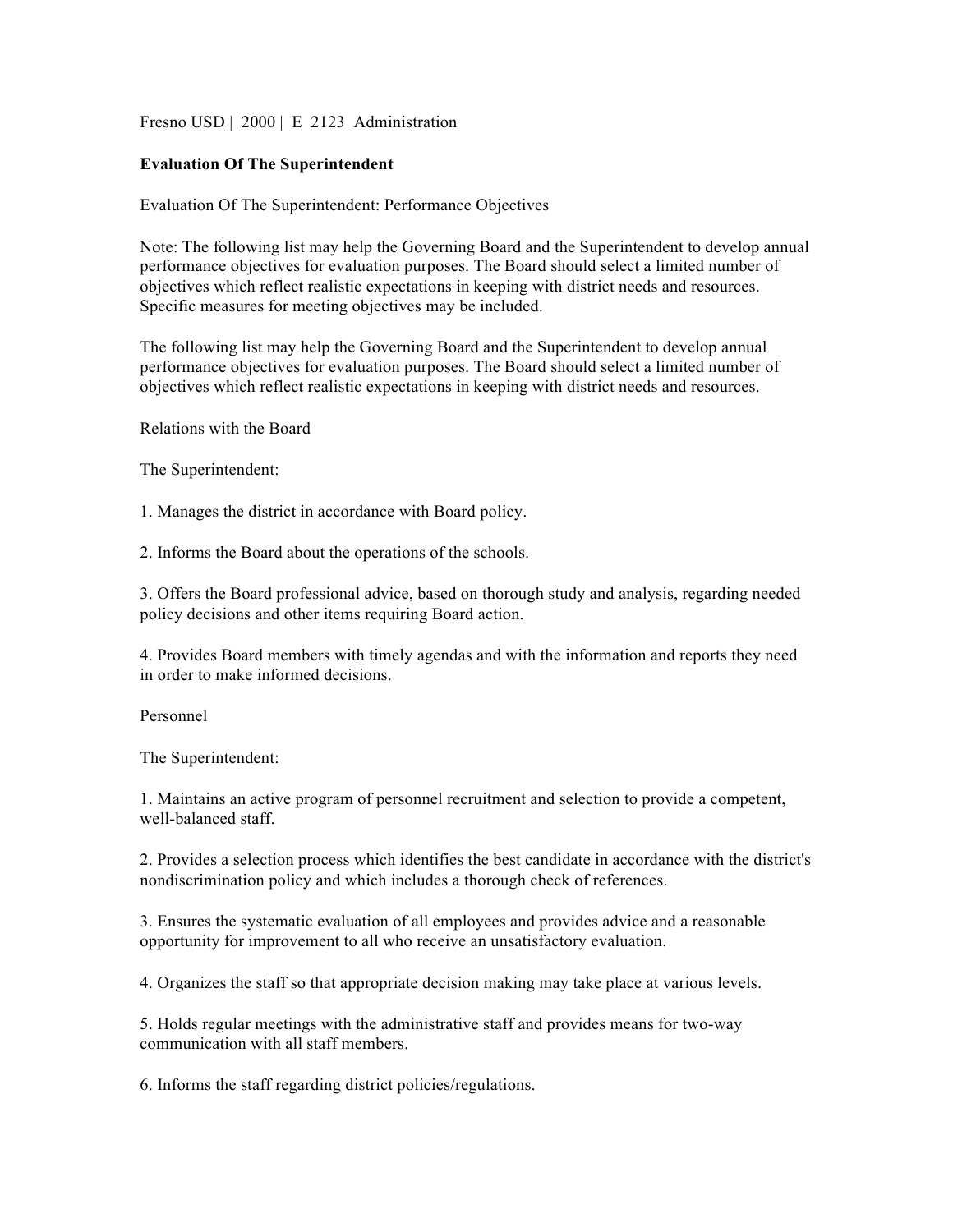Fresno USD | 2000 | E 2123 Administration

**Evaluation Of The Superintendent**

Evaluation Of The Superintendent: Performance Objectives

Note: The following list may help the Governing Board and the Superintendent to develop annual performance objectives for evaluation purposes. The Board should select a limited number of objectives which reflect realistic expectations in keeping with district needs and resources. Specific measures for meeting objectives may be included.

The following list may help the Governing Board and the Superintendent to develop annual performance objectives for evaluation purposes. The Board should select a limited number of objectives which reflect realistic expectations in keeping with district needs and resources.

Relations with the Board

The Superintendent:

1. Manages the district in accordance with Board policy.

2. Informs the Board about the operations of the schools.

3. Offers the Board professional advice, based on thorough study and analysis, regarding needed policy decisions and other items requiring Board action.

4. Provides Board members with timely agendas and with the information and reports they need in order to make informed decisions.

Personnel

The Superintendent:

1. Maintains an active program of personnel recruitment and selection to provide a competent, well-balanced staff.

2. Provides a selection process which identifies the best candidate in accordance with the district's nondiscrimination policy and which includes a thorough check of references.

3. Ensures the systematic evaluation of all employees and provides advice and a reasonable opportunity for improvement to all who receive an unsatisfactory evaluation.

4. Organizes the staff so that appropriate decision making may take place at various levels.

5. Holds regular meetings with the administrative staff and provides means for two-way communication with all staff members.

6. Informs the staff regarding district policies/regulations.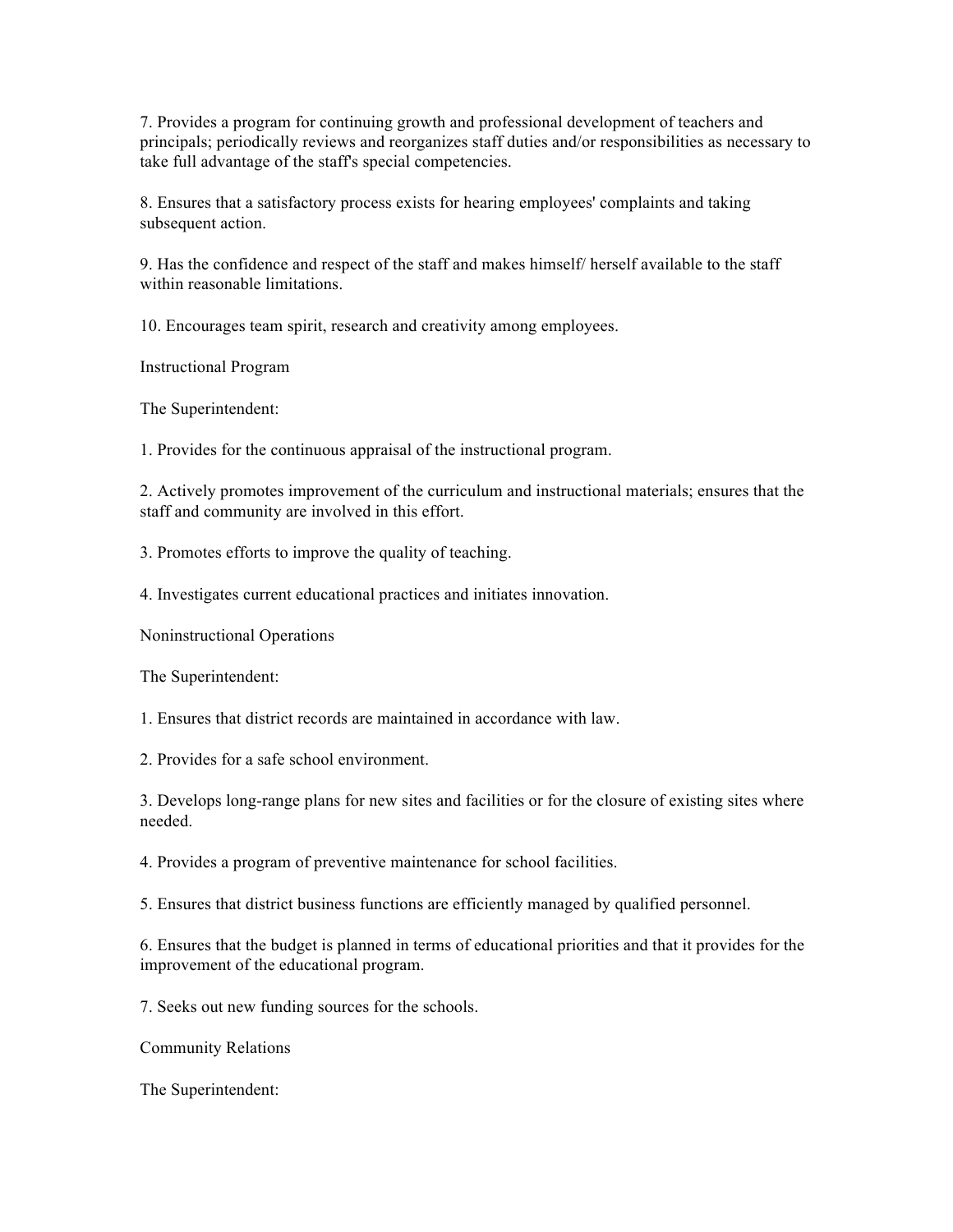7. Provides a program for continuing growth and professional development of teachers and principals; periodically reviews and reorganizes staff duties and/or responsibilities as necessary to take full advantage of the staff's special competencies.

8. Ensures that a satisfactory process exists for hearing employees' complaints and taking subsequent action.

9. Has the confidence and respect of the staff and makes himself/ herself available to the staff within reasonable limitations.

10. Encourages team spirit, research and creativity among employees.

## Instructional Program

The Superintendent:

1. Provides for the continuous appraisal of the instructional program.

2. Actively promotes improvement of the curriculum and instructional materials; ensures that the staff and community are involved in this effort.

3. Promotes efforts to improve the quality of teaching.

4. Investigates current educational practices and initiates innovation.

## Noninstructional Operations

The Superintendent:

1. Ensures that district records are maintained in accordance with law.

2. Provides for a safe school environment.

3. Develops long-range plans for new sites and facilities or for the closure of existing sites where needed.

4. Provides a program of preventive maintenance for school facilities.

5. Ensures that district business functions are efficiently managed by qualified personnel.

6. Ensures that the budget is planned in terms of educational priorities and that it provides for the improvement of the educational program.

7. Seeks out new funding sources for the schools.

## Community Relations

The Superintendent: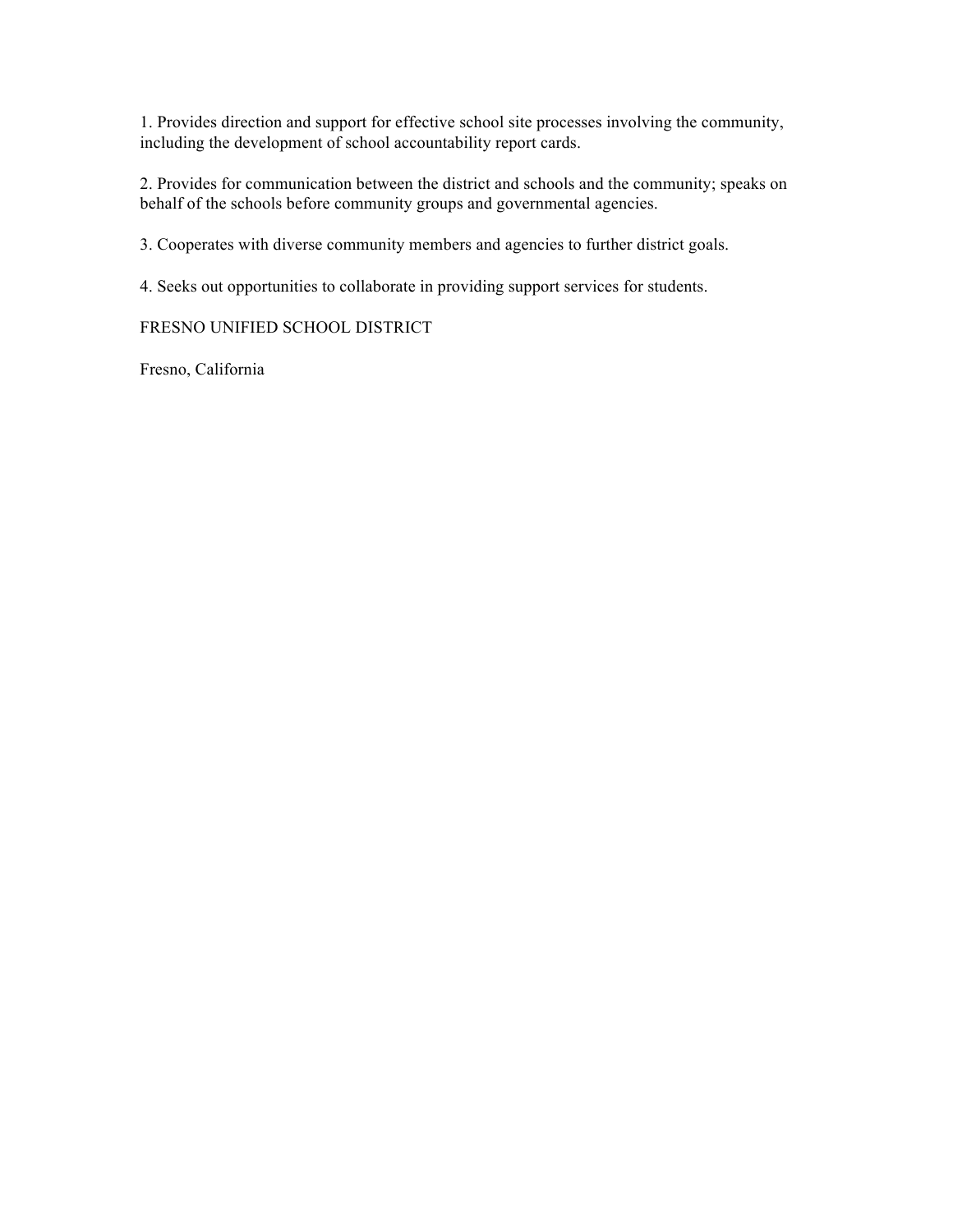1. Provides direction and support for effective school site processes involving the community, including the development of school accountability report cards.

2. Provides for communication between the district and schools and the community; speaks on behalf of the schools before community groups and governmental agencies.

3. Cooperates with diverse community members and agencies to further district goals.

4. Seeks out opportunities to collaborate in providing support services for students.

FRESNO UNIFIED SCHOOL DISTRICT

Fresno, California